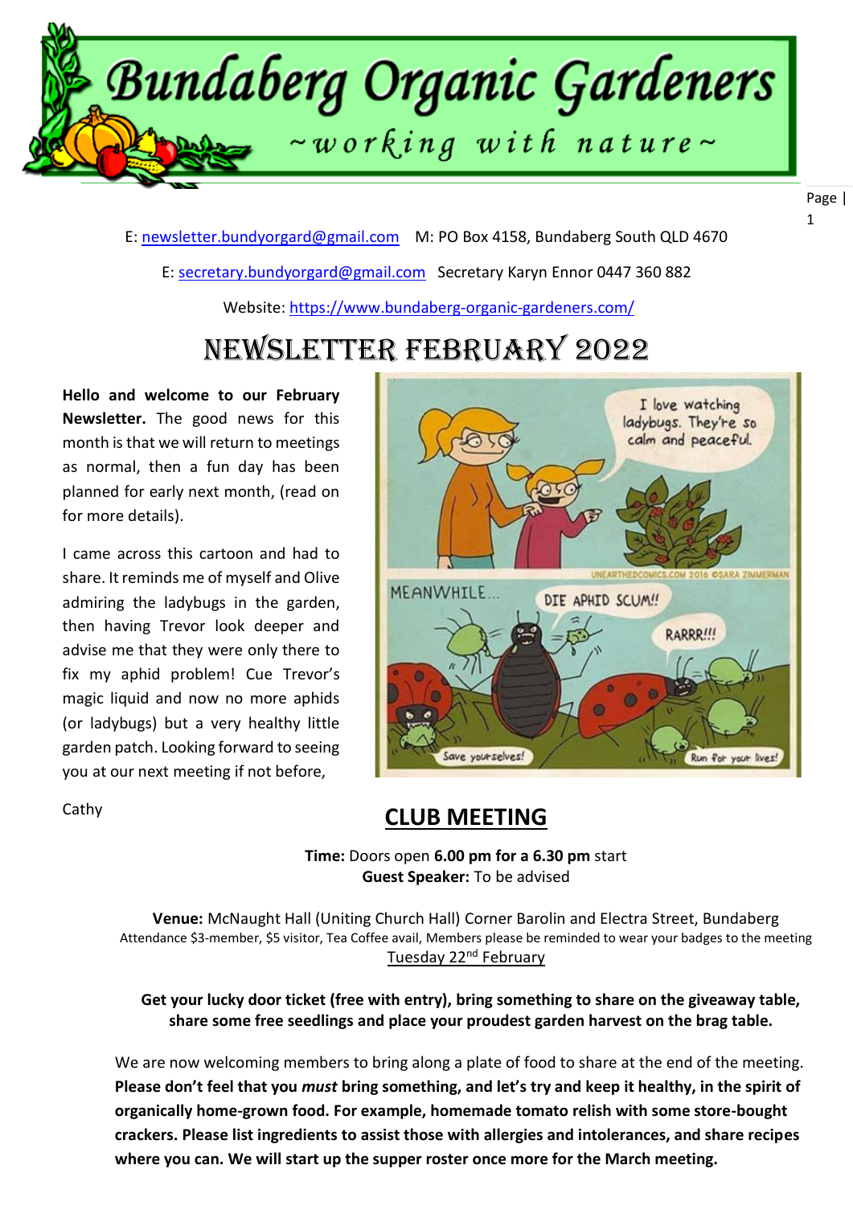# Bundaberg Organic Gardeners

~working with nature~

E: newsletter.bundyorgard@gmail.com M: PO Box 4158, Bundaberg South QLD 4670

E: secretary.bundyorgard@gmail.com Secretary Karyn Ennor 0447 360 882

Website: https://www.bundaberg-organic-gardeners.com/

# NEWSLETTER FEBRUARY 2022

**Hello and welcome to our February Newsletter.** The good news for this month is that we will return to meetings as normal, then a fun day has been planned for early next month, (read on for more details).

I came across this cartoon and had to share. It reminds me of myself and Olive admiring the ladybugs in the garden, then having Trevor look deeper and advise me that they were only there to fix my aphid problem! Cue Trevor's magic liquid and now no more aphids (or ladybugs) but a very healthy little garden patch. Looking forward to seeing you at our next meeting if not before,

Cathy

## CLUB MEETING

**Time:** Doors open **6.00 pm for a 6.30 pm** start
**Guest Speaker:** To be advised

**Venue:** McNaught Hall (Uniting Church Hall) Corner Barolin and Electra Street, Bundaberg
Attendance $3-member, $5 visitor, Tea Coffee avail, Members please be reminded to wear your badges to the meeting
Tuesday 22nd February

**Get your lucky door ticket (free with entry), bring something to share on the giveaway table, share some free seedlings and place your proudest garden harvest on the brag table.**

We are now welcoming members to bring along a plate of food to share at the end of the meeting. **Please don't feel that you *must* bring something, and let's try and keep it healthy, in the spirit of organically home-grown food. For example, homemade tomato relish with some store-bought crackers. Please list ingredients to assist those with allergies and intolerances, and share recipes where you can. We will start up the supper roster once more for the March meeting.**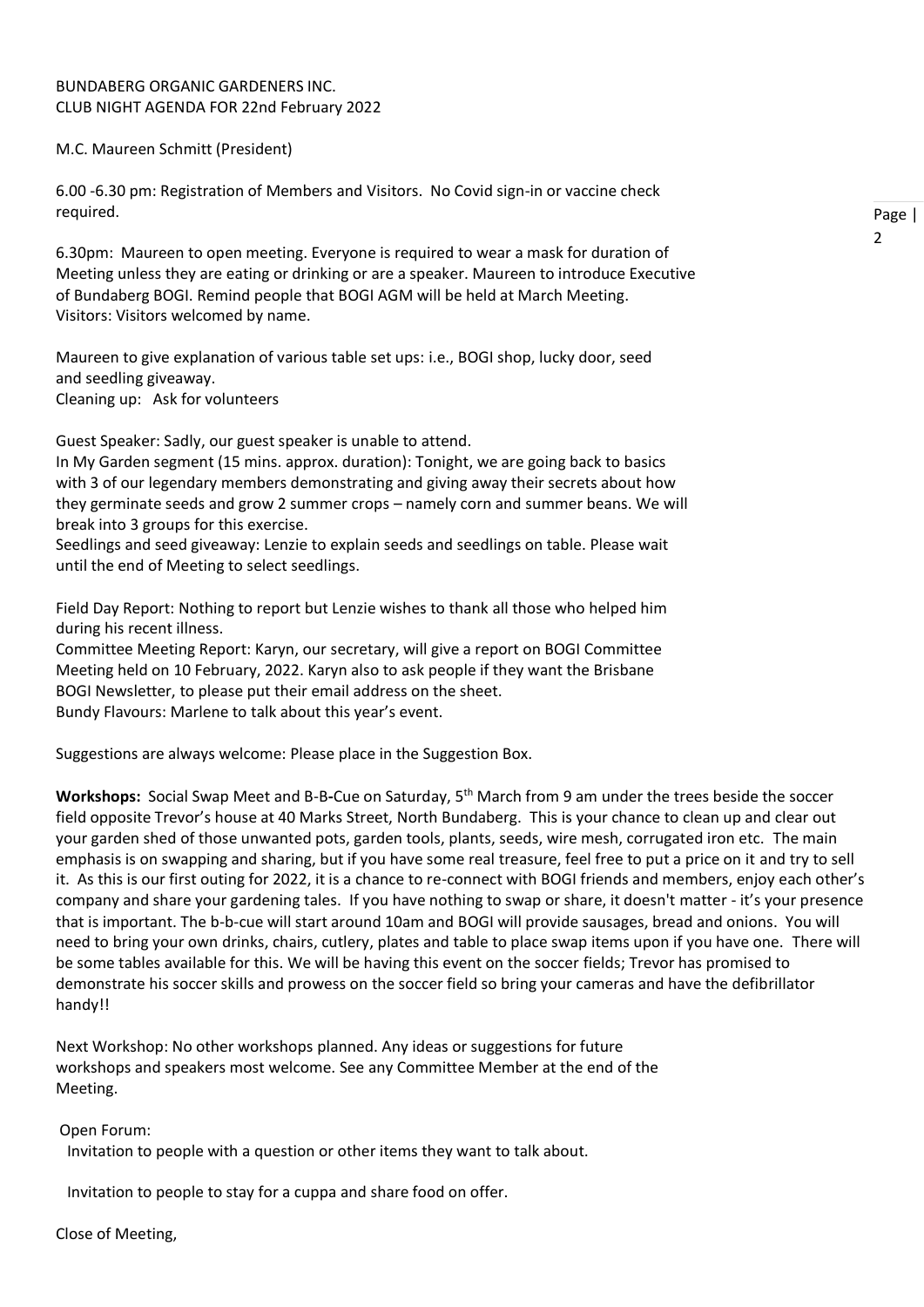BUNDABERG ORGANIC GARDENERS INC.
CLUB NIGHT AGENDA FOR 22nd February 2022

M.C. Maureen Schmitt (President)

6.00 -6.30 pm: Registration of Members and Visitors. No Covid sign-in or vaccine check required.

6.30pm: Maureen to open meeting. Everyone is required to wear a mask for duration of Meeting unless they are eating or drinking or are a speaker. Maureen to introduce Executive of Bundaberg BOGI. Remind people that BOGI AGM will be held at March Meeting.
Visitors: Visitors welcomed by name.

Maureen to give explanation of various table set ups: i.e., BOGI shop, lucky door, seed and seedling giveaway.
Cleaning up: Ask for volunteers

Guest Speaker: Sadly, our guest speaker is unable to attend.
In My Garden segment (15 mins. approx. duration): Tonight, we are going back to basics with 3 of our legendary members demonstrating and giving away their secrets about how they germinate seeds and grow 2 summer crops – namely corn and summer beans. We will break into 3 groups for this exercise.
Seedlings and seed giveaway: Lenzie to explain seeds and seedlings on table. Please wait until the end of Meeting to select seedlings.

Field Day Report: Nothing to report but Lenzie wishes to thank all those who helped him during his recent illness.
Committee Meeting Report: Karyn, our secretary, will give a report on BOGI Committee Meeting held on 10 February, 2022. Karyn also to ask people if they want the Brisbane BOGI Newsletter, to please put their email address on the sheet.
Bundy Flavours: Marlene to talk about this year's event.

Suggestions are always welcome: Please place in the Suggestion Box.

**Workshops:** Social Swap Meet and B-B-Cue on Saturday, 5th March from 9 am under the trees beside the soccer field opposite Trevor's house at 40 Marks Street, North Bundaberg. This is your chance to clean up and clear out your garden shed of those unwanted pots, garden tools, plants, seeds, wire mesh, corrugated iron etc. The main emphasis is on swapping and sharing, but if you have some real treasure, feel free to put a price on it and try to sell it. As this is our first outing for 2022, it is a chance to re-connect with BOGI friends and members, enjoy each other's company and share your gardening tales. If you have nothing to swap or share, it doesn't matter - it's your presence that is important. The b-b-cue will start around 10am and BOGI will provide sausages, bread and onions. You will need to bring your own drinks, chairs, cutlery, plates and table to place swap items upon if you have one. There will be some tables available for this. We will be having this event on the soccer fields; Trevor has promised to demonstrate his soccer skills and prowess on the soccer field so bring your cameras and have the defibrillator handy!!

Next Workshop: No other workshops planned. Any ideas or suggestions for future workshops and speakers most welcome. See any Committee Member at the end of the Meeting.

Open Forum:
Invitation to people with a question or other items they want to talk about.

Invitation to people to stay for a cuppa and share food on offer.

Close of Meeting,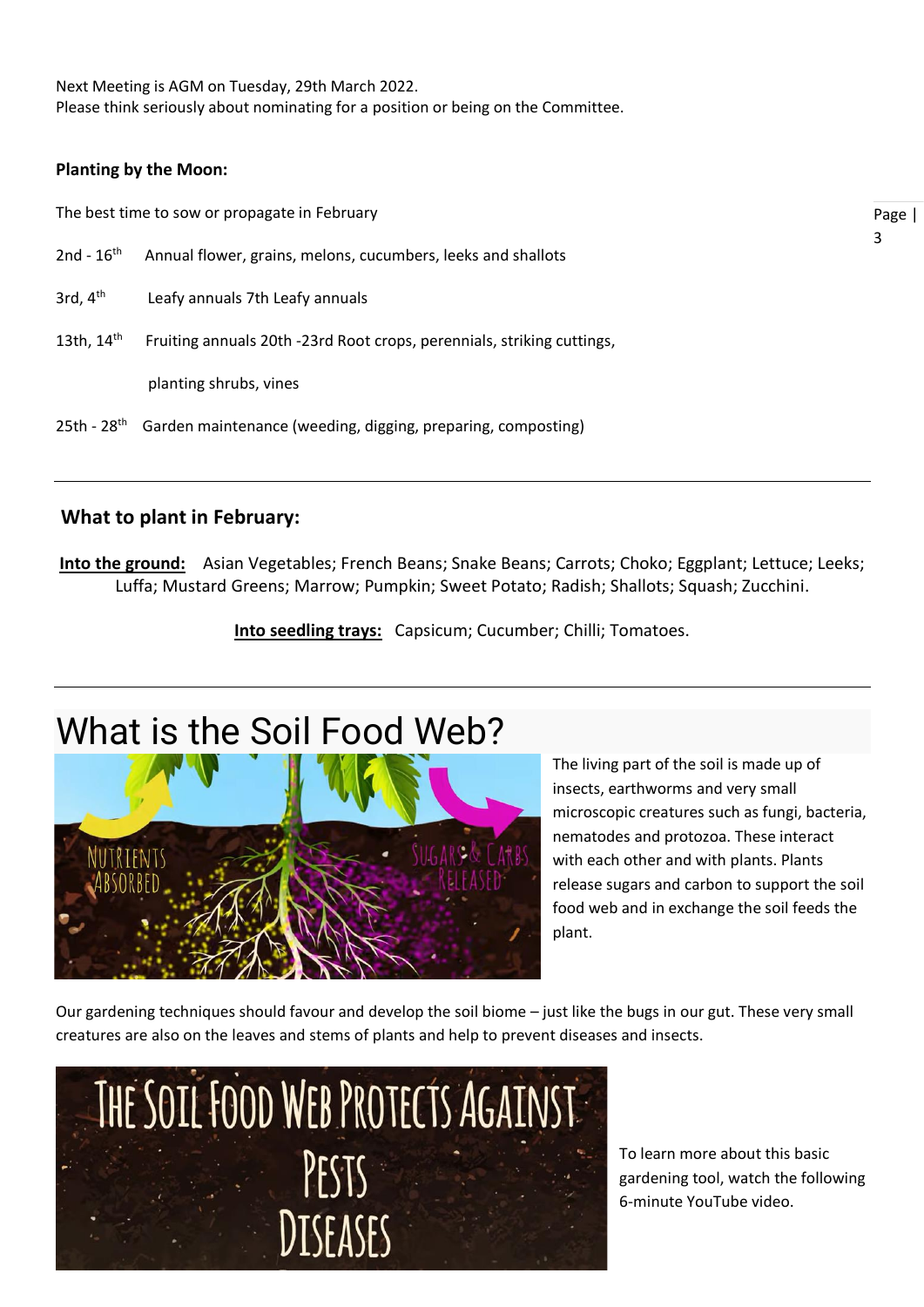Next Meeting is AGM on Tuesday, 29th March 2022.
Please think seriously about nominating for a position or being on the Committee.

**Planting by the Moon:**

The best time to sow or propagate in February

2nd - 16th Annual flower, grains, melons, cucumbers, leeks and shallots

3rd, 4th Leafy annuals 7th Leafy annuals

13th, 14th Fruiting annuals 20th -23rd Root crops, perennials, striking cuttings, planting shrubs, vines

25th - 28th Garden maintenance (weeding, digging, preparing, composting)

---

## What to plant in February:

**Into the ground:** Asian Vegetables; French Beans; Snake Beans; Carrots; Choko; Eggplant; Lettuce; Leeks; Luffa; Mustard Greens; Marrow; Pumpkin; Sweet Potato; Radish; Shallots; Squash; Zucchini.

**Into seedling trays:** Capsicum; Cucumber; Chilli; Tomatoes.

---

# What is the Soil Food Web?

The living part of the soil is made up of insects, earthworms and very small microscopic creatures such as fungi, bacteria, nematodes and protozoa. These interact with each other and with plants. Plants release sugars and carbon to support the soil food web and in exchange the soil feeds the plant.

Our gardening techniques should favour and develop the soil biome – just like the bugs in our gut. These very small creatures are also on the leaves and stems of plants and help to prevent diseases and insects.

To learn more about this basic gardening tool, watch the following 6-minute YouTube video.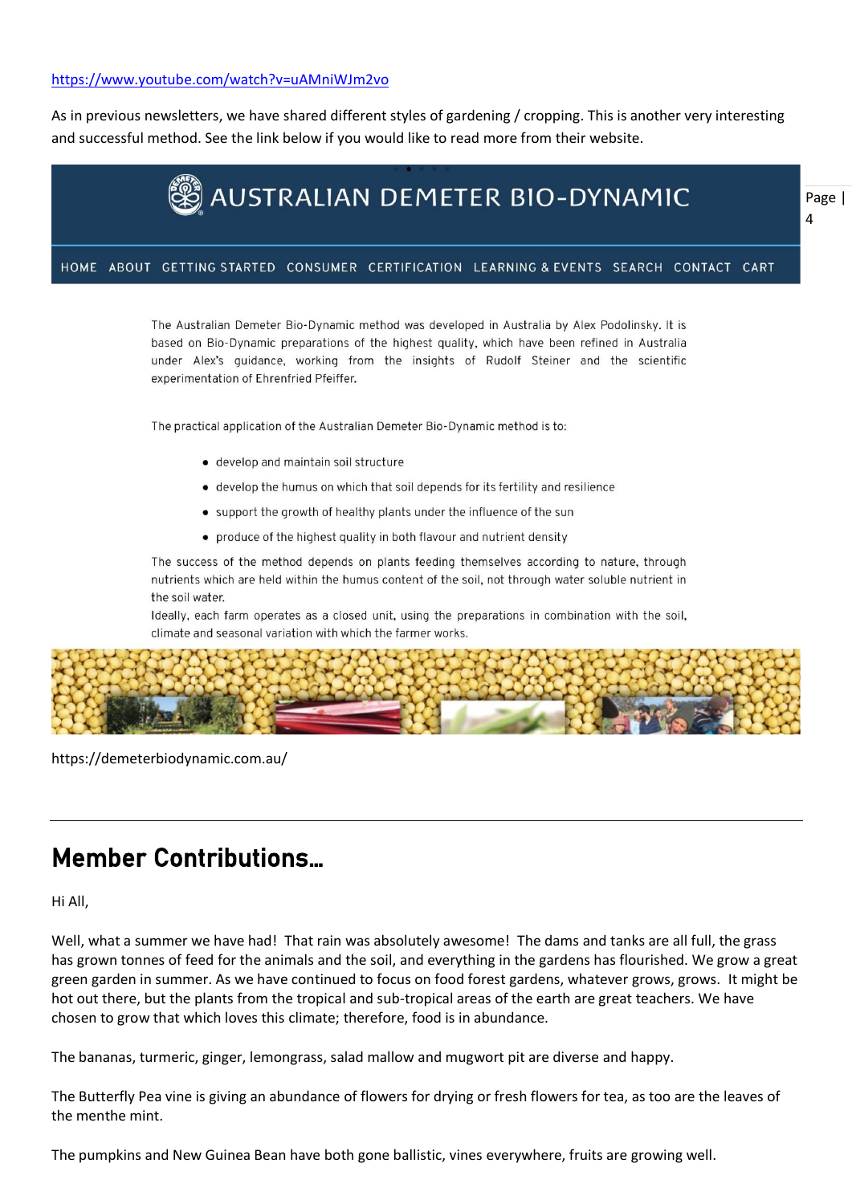https://www.youtube.com/watch?v=uAMniWJm2vo

As in previous newsletters, we have shared different styles of gardening / cropping. This is another very interesting and successful method. See the link below if you would like to read more from their website.

AUSTRALIAN DEMETER BIO-DYNAMIC

HOME ABOUT GETTING STARTED CONSUMER CERTIFICATION LEARNING & EVENTS SEARCH CONTACT CART

The Australian Demeter Bio-Dynamic method was developed in Australia by Alex Podolinsky. It is based on Bio-Dynamic preparations of the highest quality, which have been refined in Australia under Alex's guidance, working from the insights of Rudolf Steiner and the scientific experimentation of Ehrenfried Pfeiffer.

The practical application of the Australian Demeter Bio-Dynamic method is to:

- develop and maintain soil structure
- develop the humus on which that soil depends for its fertility and resilience
- support the growth of healthy plants under the influence of the sun
- produce of the highest quality in both flavour and nutrient density

The success of the method depends on plants feeding themselves according to nature, through nutrients which are held within the humus content of the soil, not through water soluble nutrient in the soil water.
Ideally, each farm operates as a closed unit, using the preparations in combination with the soil, climate and seasonal variation with which the farmer works.

https://demeterbiodynamic.com.au/

---

## Member Contributions…

Hi All,

Well, what a summer we have had! That rain was absolutely awesome! The dams and tanks are all full, the grass has grown tonnes of feed for the animals and the soil, and everything in the gardens has flourished. We grow a great green garden in summer. As we have continued to focus on food forest gardens, whatever grows, grows. It might be hot out there, but the plants from the tropical and sub-tropical areas of the earth are great teachers. We have chosen to grow that which loves this climate; therefore, food is in abundance.

The bananas, turmeric, ginger, lemongrass, salad mallow and mugwort pit are diverse and happy.

The Butterfly Pea vine is giving an abundance of flowers for drying or fresh flowers for tea, as too are the leaves of the menthe mint.

The pumpkins and New Guinea Bean have both gone ballistic, vines everywhere, fruits are growing well.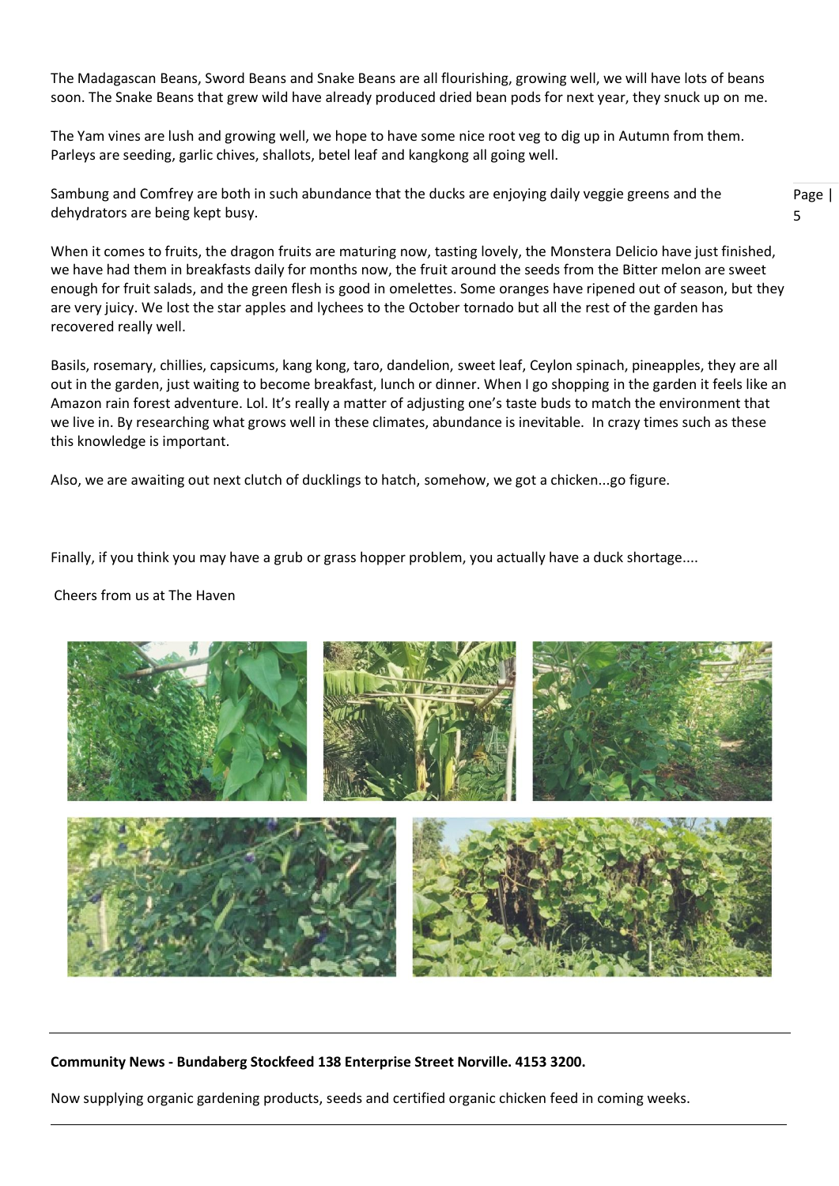The Madagascan Beans, Sword Beans and Snake Beans are all flourishing, growing well, we will have lots of beans soon. The Snake Beans that grew wild have already produced dried bean pods for next year, they snuck up on me.

The Yam vines are lush and growing well, we hope to have some nice root veg to dig up in Autumn from them. Parleys are seeding, garlic chives, shallots, betel leaf and kangkong all going well.

Sambung and Comfrey are both in such abundance that the ducks are enjoying daily veggie greens and the dehydrators are being kept busy.

When it comes to fruits, the dragon fruits are maturing now, tasting lovely, the Monstera Delicio have just finished, we have had them in breakfasts daily for months now, the fruit around the seeds from the Bitter melon are sweet enough for fruit salads, and the green flesh is good in omelettes. Some oranges have ripened out of season, but they are very juicy. We lost the star apples and lychees to the October tornado but all the rest of the garden has recovered really well.

Basils, rosemary, chillies, capsicums, kang kong, taro, dandelion, sweet leaf, Ceylon spinach, pineapples, they are all out in the garden, just waiting to become breakfast, lunch or dinner. When I go shopping in the garden it feels like an Amazon rain forest adventure. Lol. It's really a matter of adjusting one's taste buds to match the environment that we live in. By researching what grows well in these climates, abundance is inevitable. In crazy times such as these this knowledge is important.

Also, we are awaiting out next clutch of ducklings to hatch, somehow, we got a chicken...go figure.

Finally, if you think you may have a grub or grass hopper problem, you actually have a duck shortage....

Cheers from us at The Haven

---

**Community News - Bundaberg Stockfeed 138 Enterprise Street Norville. 4153 3200.**

Now supplying organic gardening products, seeds and certified organic chicken feed in coming weeks.

---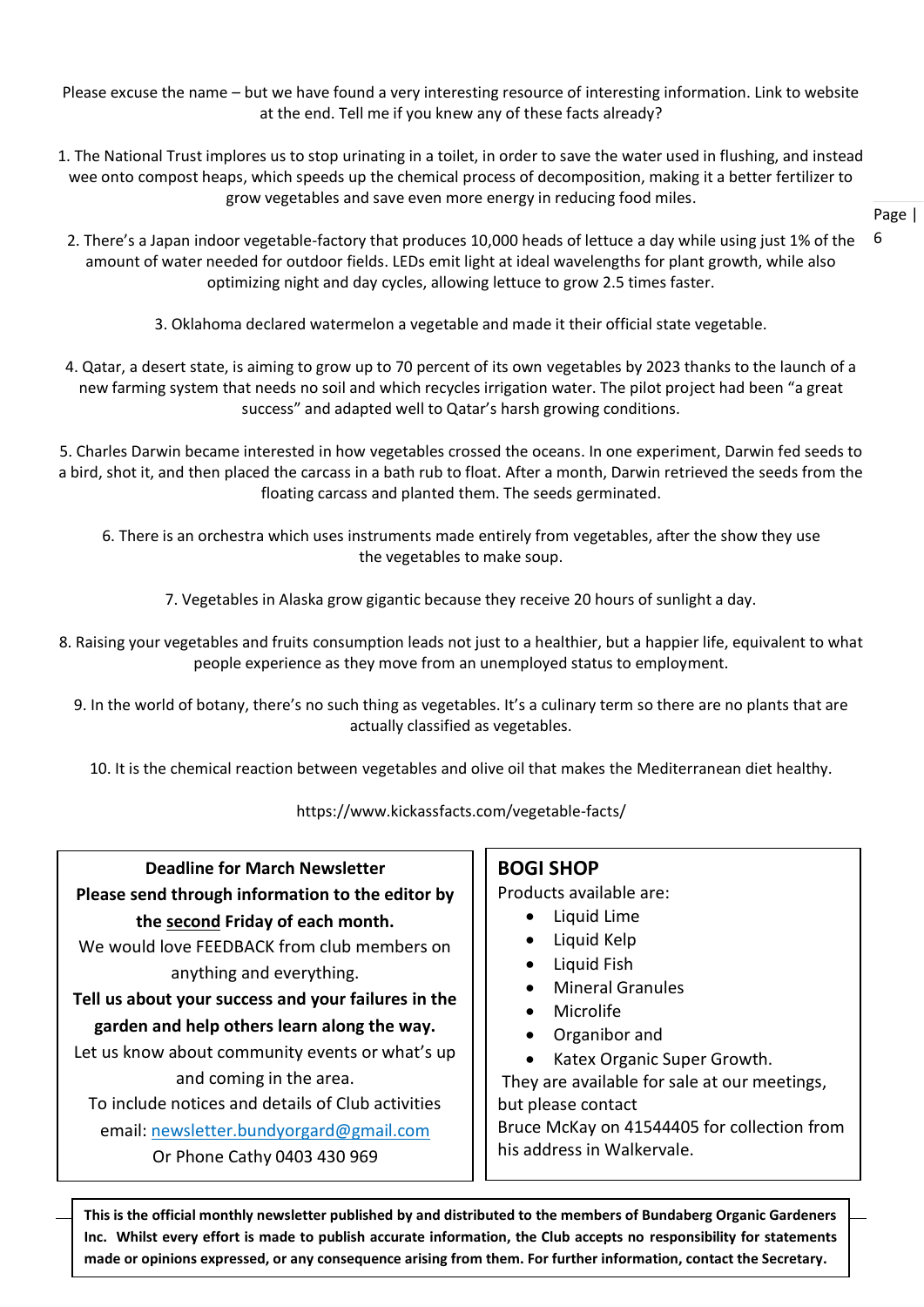Please excuse the name – but we have found a very interesting resource of interesting information. Link to website at the end. Tell me if you knew any of these facts already?

1. The National Trust implores us to stop urinating in a toilet, in order to save the water used in flushing, and instead wee onto compost heaps, which speeds up the chemical process of decomposition, making it a better fertilizer to grow vegetables and save even more energy in reducing food miles.

2. There's a Japan indoor vegetable-factory that produces 10,000 heads of lettuce a day while using just 1% of the amount of water needed for outdoor fields. LEDs emit light at ideal wavelengths for plant growth, while also optimizing night and day cycles, allowing lettuce to grow 2.5 times faster.

3. Oklahoma declared watermelon a vegetable and made it their official state vegetable.

4. Qatar, a desert state, is aiming to grow up to 70 percent of its own vegetables by 2023 thanks to the launch of a new farming system that needs no soil and which recycles irrigation water. The pilot project had been "a great success" and adapted well to Qatar's harsh growing conditions.

5. Charles Darwin became interested in how vegetables crossed the oceans. In one experiment, Darwin fed seeds to a bird, shot it, and then placed the carcass in a bath rub to float. After a month, Darwin retrieved the seeds from the floating carcass and planted them. The seeds germinated.

6. There is an orchestra which uses instruments made entirely from vegetables, after the show they use the vegetables to make soup.

7. Vegetables in Alaska grow gigantic because they receive 20 hours of sunlight a day.

8. Raising your vegetables and fruits consumption leads not just to a healthier, but a happier life, equivalent to what people experience as they move from an unemployed status to employment.

9. In the world of botany, there's no such thing as vegetables. It's a culinary term so there are no plants that are actually classified as vegetables.

10. It is the chemical reaction between vegetables and olive oil that makes the Mediterranean diet healthy.

https://www.kickassfacts.com/vegetable-facts/

**Deadline for March Newsletter**

**Please send through information to the editor by the second Friday of each month.**

We would love FEEDBACK from club members on anything and everything.

**Tell us about your success and your failures in the garden and help others learn along the way.**

Let us know about community events or what's up and coming in the area.

To include notices and details of Club activities email: newsletter.bundyorgard@gmail.com

Or Phone Cathy 0403 430 969

## BOGI SHOP

Products available are:

- Liquid Lime
- Liquid Kelp
- Liquid Fish
- Mineral Granules
- Microlife
- Organibor and
- Katex Organic Super Growth.

They are available for sale at our meetings, but please contact Bruce McKay on 41544405 for collection from his address in Walkervale.

**This is the official monthly newsletter published by and distributed to the members of Bundaberg Organic Gardeners Inc. Whilst every effort is made to publish accurate information, the Club accepts no responsibility for statements made or opinions expressed, or any consequence arising from them. For further information, contact the Secretary.**